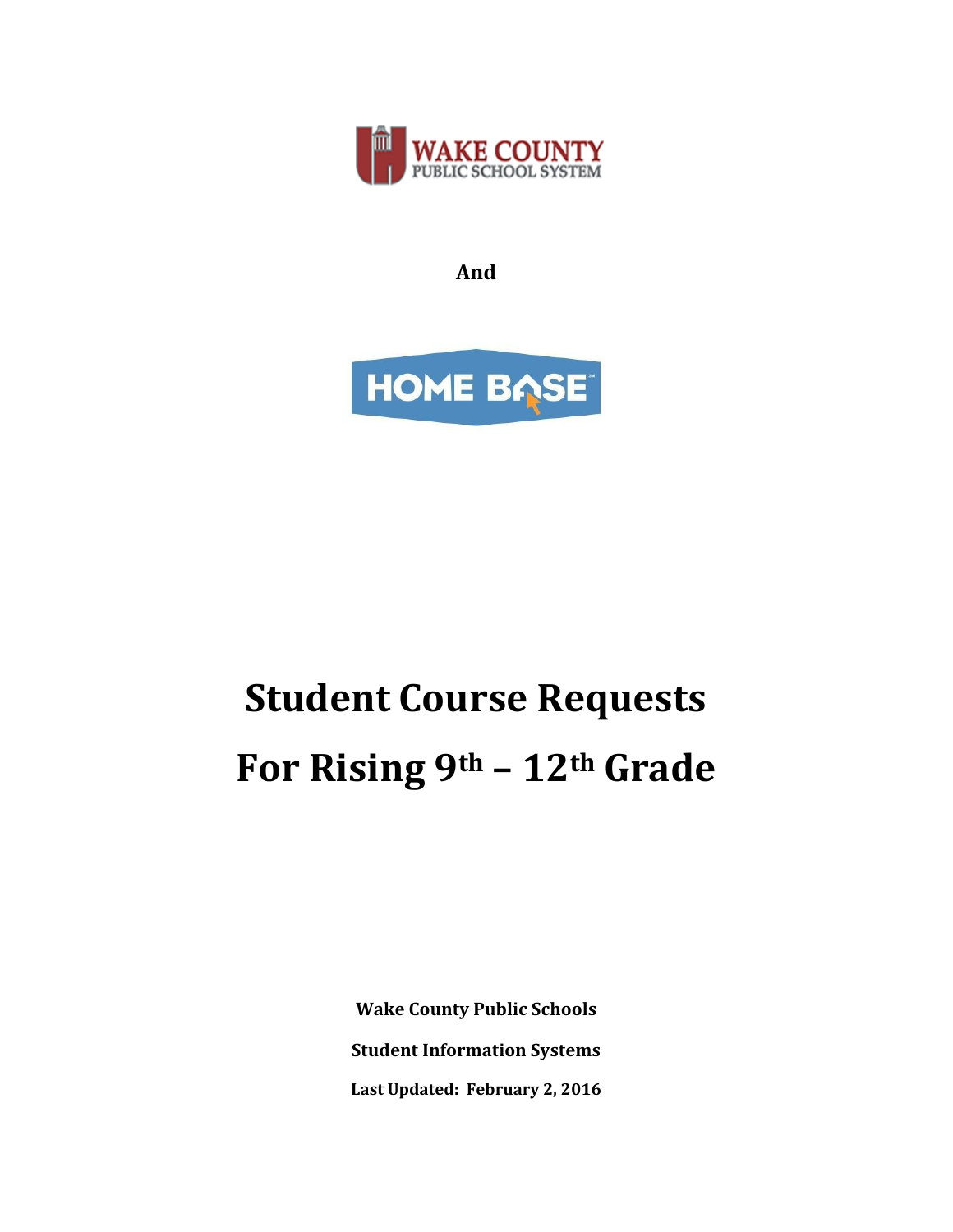WAKE COUNTY
PUBLIC SCHOOL SYSTEM

**And**

HOME BASE

# Student Course Requests
# For Rising 9th – 12th Grade

**Wake County Public Schools**

**Student Information Systems**

**Last Updated: February 2, 2016**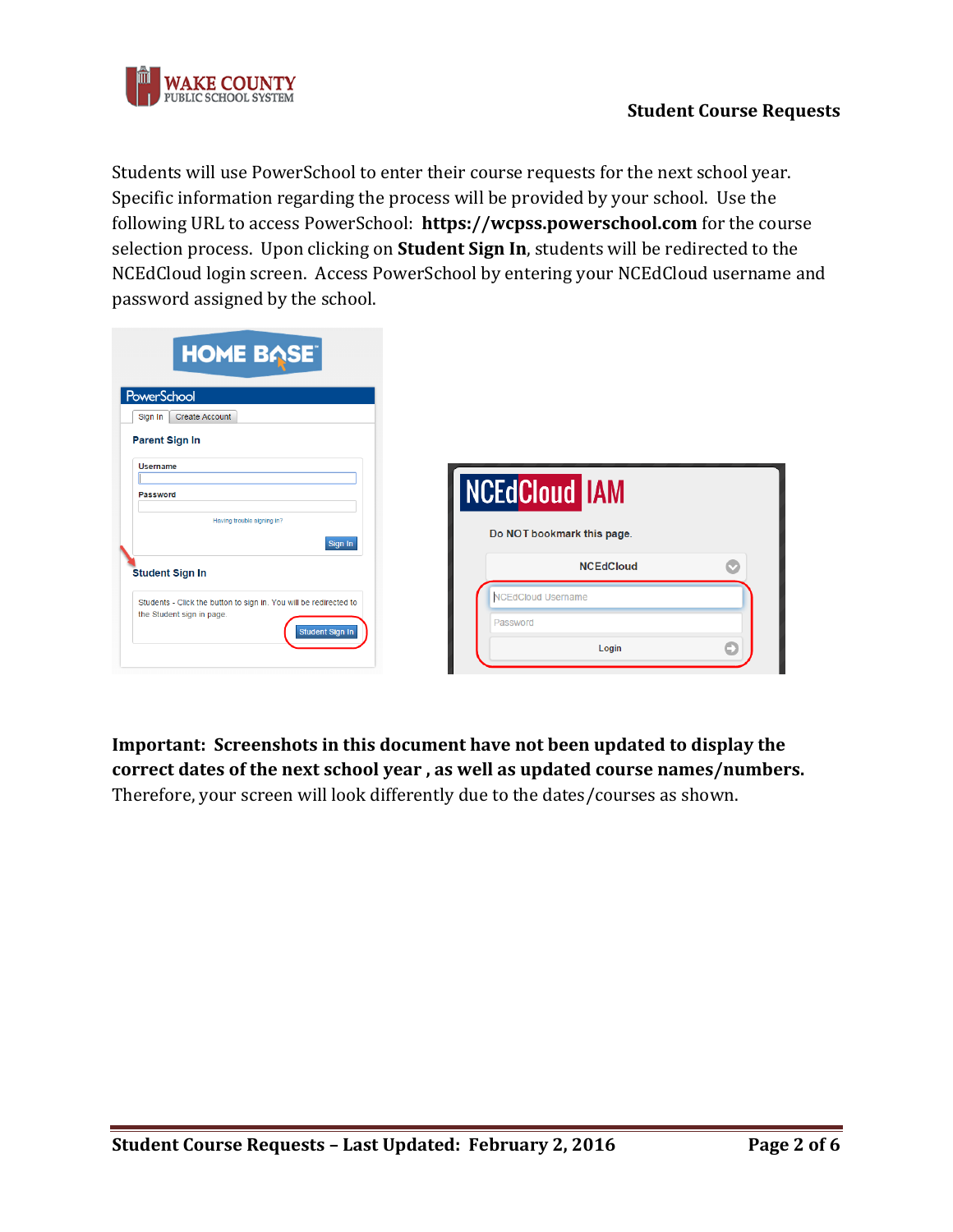Students will use PowerSchool to enter their course requests for the next school year. Specific information regarding the process will be provided by your school. Use the following URL to access PowerSchool: **https://wcpss.powerschool.com** for the course selection process. Upon clicking on **Student Sign In**, students will be redirected to the NCEdCloud login screen. Access PowerSchool by entering your NCEdCloud username and password assigned by the school.

**Important: Screenshots in this document have not been updated to display the correct dates of the next school year , as well as updated course names/numbers.** Therefore, your screen will look differently due to the dates/courses as shown.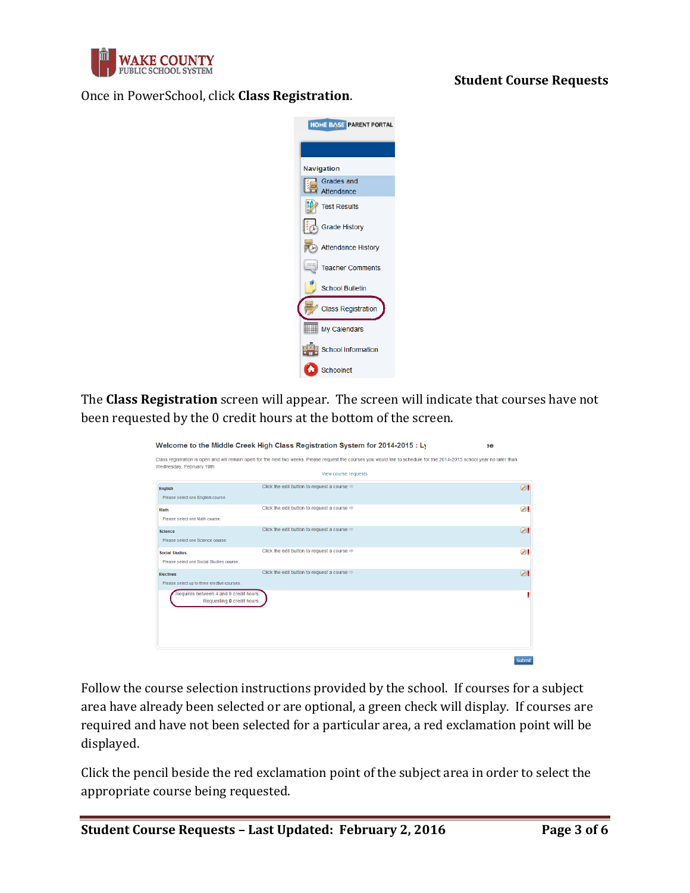Once in PowerSchool, click **Class Registration**.

The **Class Registration** screen will appear. The screen will indicate that courses have not been requested by the 0 credit hours at the bottom of the screen.

Follow the course selection instructions provided by the school. If courses for a subject area have already been selected or are optional, a green check will display. If courses are required and have not been selected for a particular area, a red exclamation point will be displayed.

Click the pencil beside the red exclamation point of the subject area in order to select the appropriate course being requested.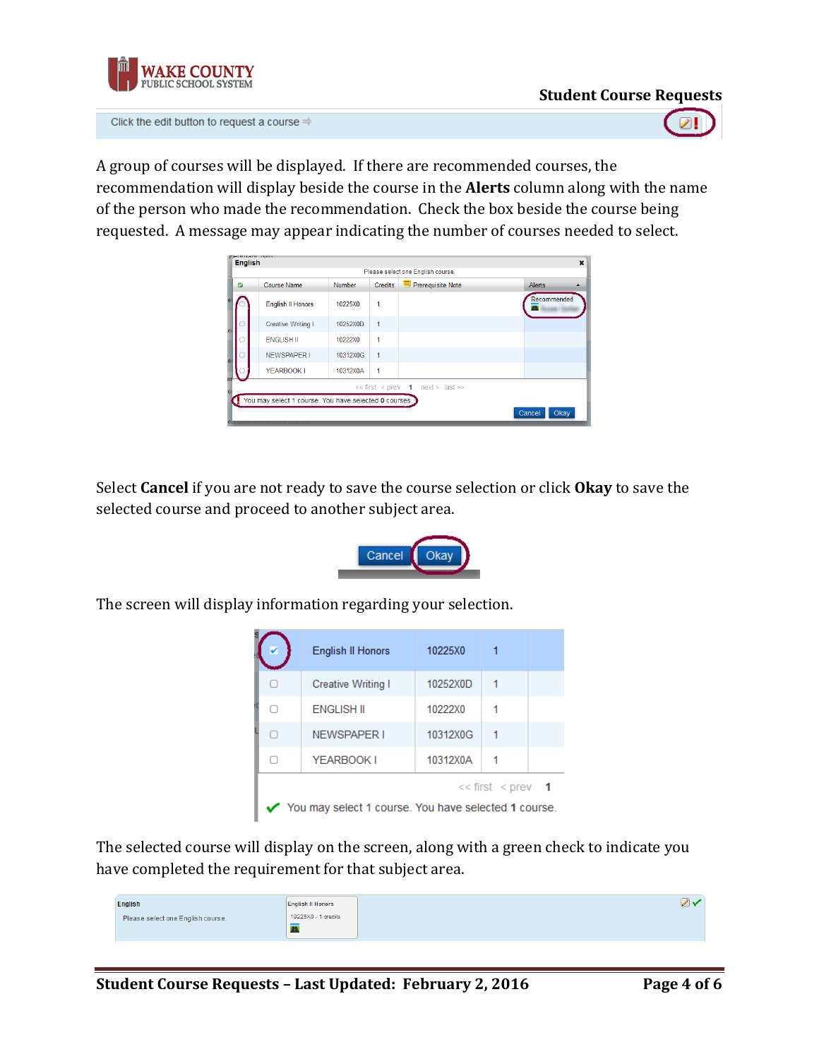Click the edit button to request a course ⇒

A group of courses will be displayed. If there are recommended courses, the recommendation will display beside the course in the **Alerts** column along with the name of the person who made the recommendation. Check the box beside the course being requested. A message may appear indicating the number of courses needed to select.

**English**

Please select one English course.

| | Course Name | Number | Credits | Prerequisite Note | Alerts |
|---|---|---|---|---|---|
| ☐ | English II Honors | 10225X0 | 1 | | Recommended |
| ☐ | Creative Writing I | 10252X0D | 1 | | |
| ☐ | ENGLISH II | 10222X0 | 1 | | |
| ☐ | NEWSPAPER I | 10312X0G | 1 | | |
| ☐ | YEARBOOK I | 10312X0A | 1 | | |

<< first < prev 1 next > last >>

You may select 1 course. You have selected 0 courses.

Cancel Okay

Select **Cancel** if you are not ready to save the course selection or click **Okay** to save the selected course and proceed to another subject area.

Cancel Okay

The screen will display information regarding your selection.

| | | | |
|---|---|---|---|
| ☑ | English II Honors | 10225X0 | 1 |
| ☐ | Creative Writing I | 10252X0D | 1 |
| ☐ | ENGLISH II | 10222X0 | 1 |
| ☐ | NEWSPAPER I | 10312X0G | 1 |
| ☐ | YEARBOOK I | 10312X0A | 1 |

<< first < prev 1

✔ You may select 1 course. You have selected **1** course.

The selected course will display on the screen, along with a green check to indicate you have completed the requirement for that subject area.

English

Please select one English course.

English II Honors
10225X0 - 1 credits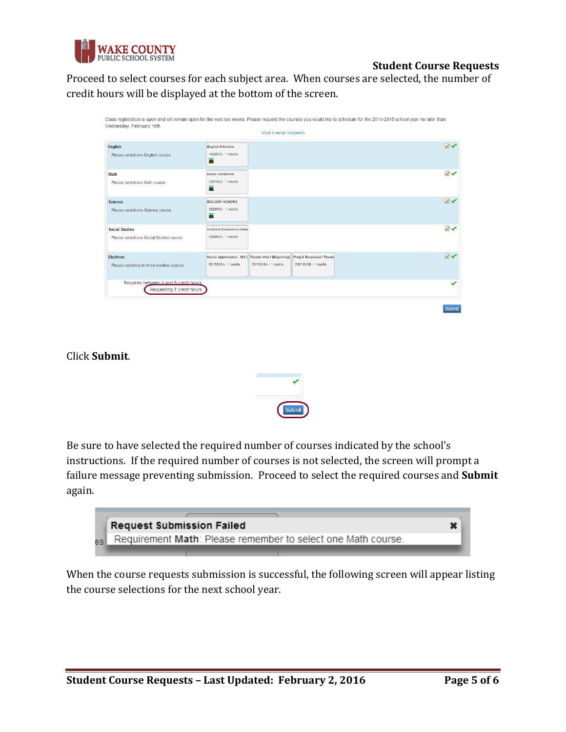Proceed to select courses for each subject area. When courses are selected, the number of credit hours will be displayed at the bottom of the screen.

Click **Submit**.

Be sure to have selected the required number of courses indicated by the school's instructions. If the required number of courses is not selected, the screen will prompt a failure message preventing submission. Proceed to select the required courses and **Submit** again.

When the course requests submission is successful, the following screen will appear listing the course selections for the next school year.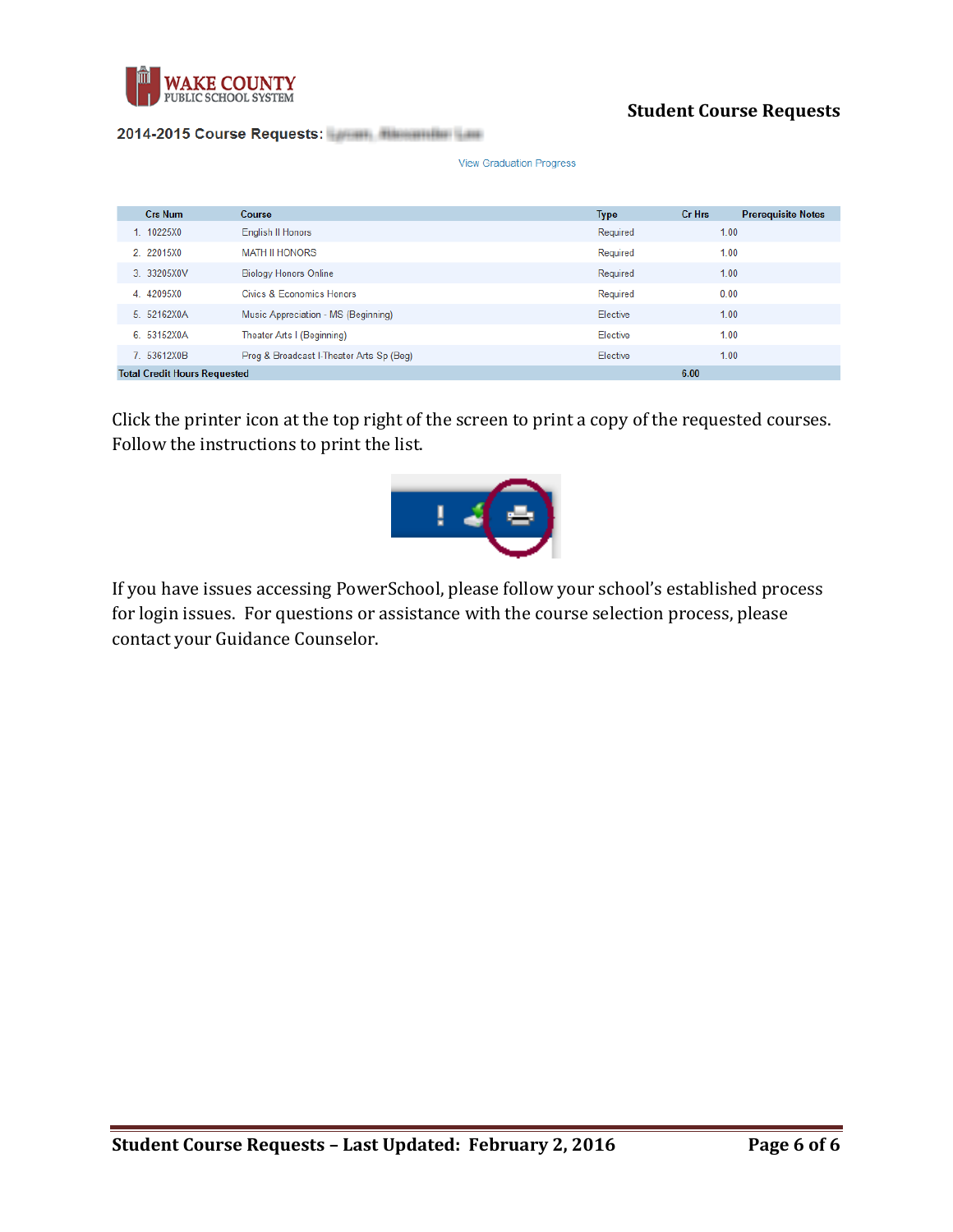**Student Course Requests**

2014-2015 Course Requests:

View Graduation Progress

| Crs Num | Course | Type | Cr Hrs | Prerequisite Notes |
|---|---|---|---|---|
| 1. 10225X0 | English II Honors | Required | 1.00 | |
| 2. 22015X0 | MATH II HONORS | Required | 1.00 | |
| 3. 33205X0V | Biology Honors Online | Required | 1.00 | |
| 4. 42095X0 | Civics & Economics Honors | Required | 0.00 | |
| 5. 52162X0A | Music Appreciation - MS (Beginning) | Elective | 1.00 | |
| 6. 53152X0A | Theater Arts I (Beginning) | Elective | 1.00 | |
| 7. 53612X0B | Prog & Broadcast I-Theater Arts Sp (Beg) | Elective | 1.00 | |
| Total Credit Hours Requested | | | 6.00 | |

Click the printer icon at the top right of the screen to print a copy of the requested courses. Follow the instructions to print the list.

If you have issues accessing PowerSchool, please follow your school's established process for login issues. For questions or assistance with the course selection process, please contact your Guidance Counselor.